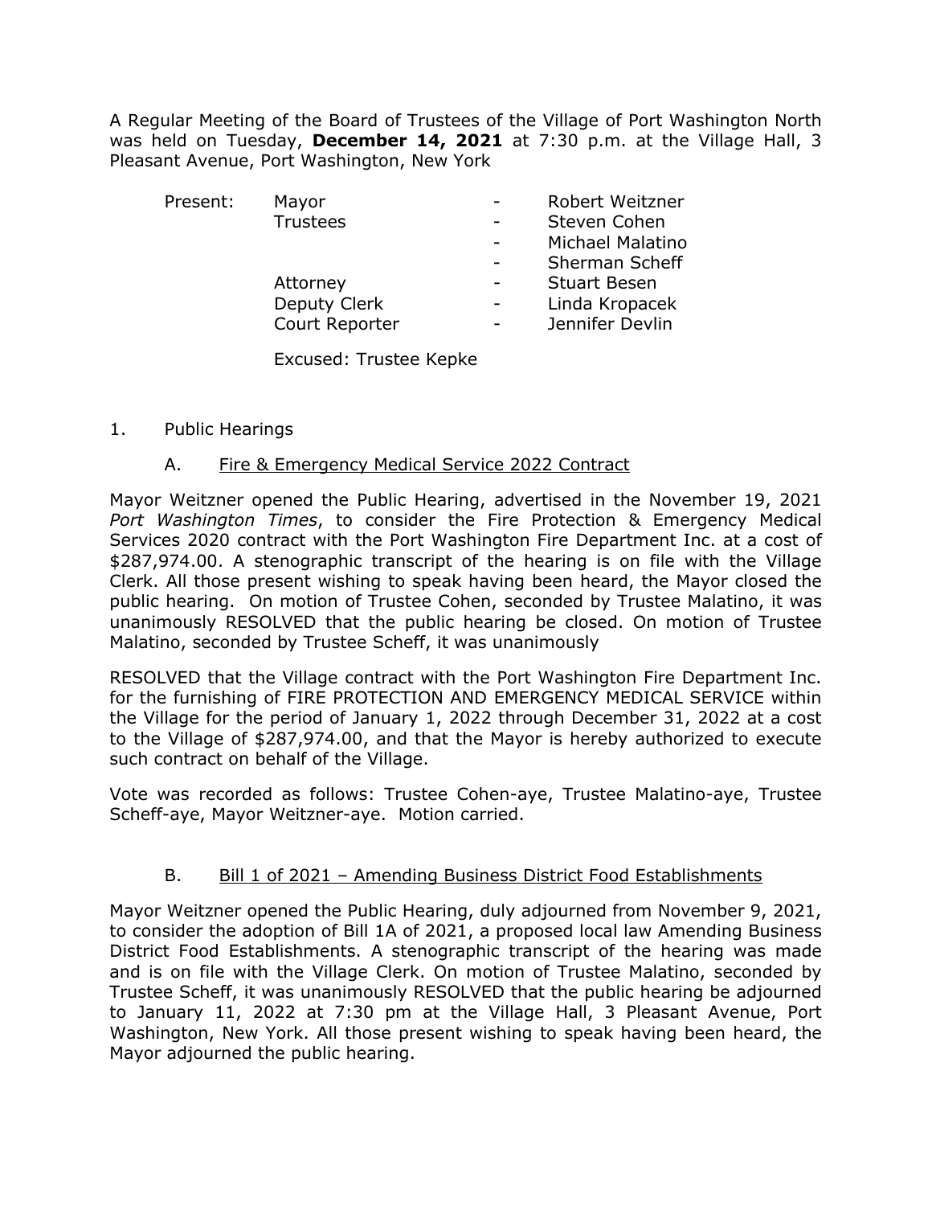A Regular Meeting of the Board of Trustees of the Village of Port Washington North was held on Tuesday, **December 14, 2021** at 7:30 p.m. at the Village Hall, 3 Pleasant Avenue, Port Washington, New York

| Present: | Mayor | - | Robert Weitzner |
|---|---|---|---|
| | Trustees | - | Steven Cohen |
| | | - | Michael Malatino |
| | | - | Sherman Scheff |
| | Attorney | - | Stuart Besen |
| | Deputy Clerk | - | Linda Kropacek |
| | Court Reporter | - | Jennifer Devlin |

Excused: Trustee Kepke

1. Public Hearings

   A. Fire & Emergency Medical Service 2022 Contract

Mayor Weitzner opened the Public Hearing, advertised in the November 19, 2021 *Port Washington Times*, to consider the Fire Protection & Emergency Medical Services 2020 contract with the Port Washington Fire Department Inc. at a cost of $287,974.00. A stenographic transcript of the hearing is on file with the Village Clerk. All those present wishing to speak having been heard, the Mayor closed the public hearing. On motion of Trustee Cohen, seconded by Trustee Malatino, it was unanimously RESOLVED that the public hearing be closed. On motion of Trustee Malatino, seconded by Trustee Scheff, it was unanimously

RESOLVED that the Village contract with the Port Washington Fire Department Inc. for the furnishing of FIRE PROTECTION AND EMERGENCY MEDICAL SERVICE within the Village for the period of January 1, 2022 through December 31, 2022 at a cost to the Village of $287,974.00, and that the Mayor is hereby authorized to execute such contract on behalf of the Village.

Vote was recorded as follows: Trustee Cohen-aye, Trustee Malatino-aye, Trustee Scheff-aye, Mayor Weitzner-aye. Motion carried.

   B. Bill 1 of 2021 – Amending Business District Food Establishments

Mayor Weitzner opened the Public Hearing, duly adjourned from November 9, 2021, to consider the adoption of Bill 1A of 2021, a proposed local law Amending Business District Food Establishments. A stenographic transcript of the hearing was made and is on file with the Village Clerk. On motion of Trustee Malatino, seconded by Trustee Scheff, it was unanimously RESOLVED that the public hearing be adjourned to January 11, 2022 at 7:30 pm at the Village Hall, 3 Pleasant Avenue, Port Washington, New York. All those present wishing to speak having been heard, the Mayor adjourned the public hearing.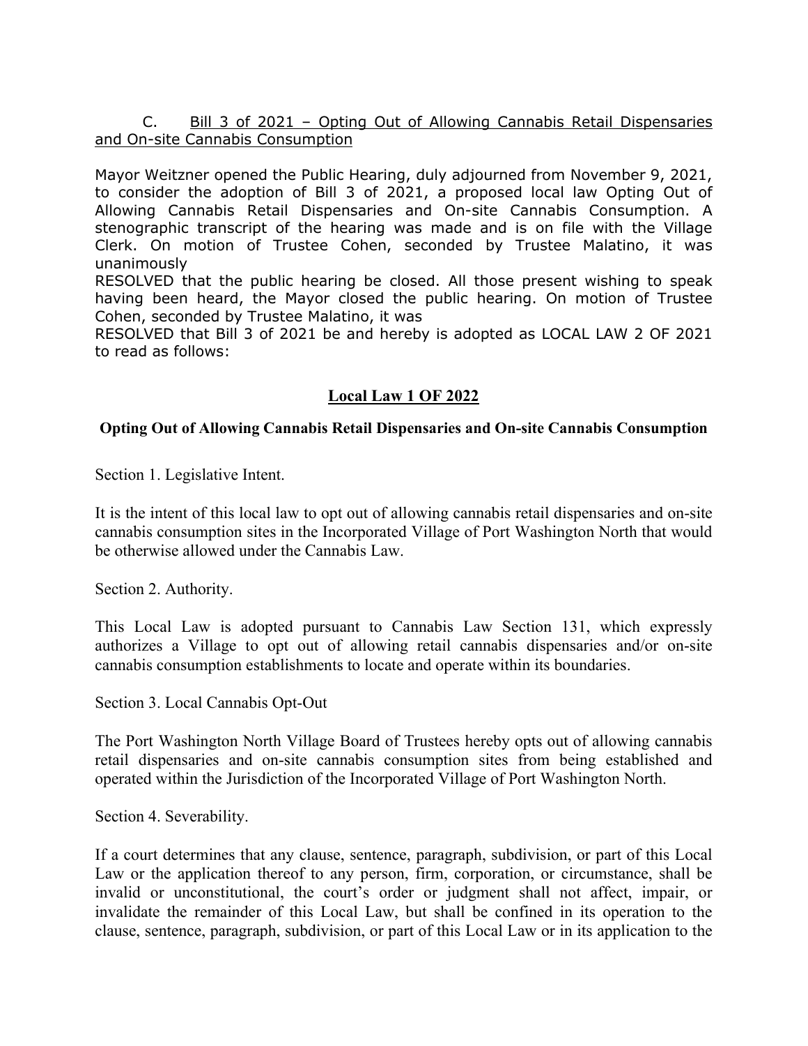C. <u>Bill 3 of 2021 – Opting Out of Allowing Cannabis Retail Dispensaries and On-site Cannabis Consumption</u>

Mayor Weitzner opened the Public Hearing, duly adjourned from November 9, 2021, to consider the adoption of Bill 3 of 2021, a proposed local law Opting Out of Allowing Cannabis Retail Dispensaries and On-site Cannabis Consumption. A stenographic transcript of the hearing was made and is on file with the Village Clerk. On motion of Trustee Cohen, seconded by Trustee Malatino, it was unanimously

RESOLVED that the public hearing be closed. All those present wishing to speak having been heard, the Mayor closed the public hearing. On motion of Trustee Cohen, seconded by Trustee Malatino, it was

RESOLVED that Bill 3 of 2021 be and hereby is adopted as LOCAL LAW 2 OF 2021 to read as follows:

## <u>Local Law 1 OF 2022</u>

### Opting Out of Allowing Cannabis Retail Dispensaries and On-site Cannabis Consumption

Section 1. Legislative Intent.

It is the intent of this local law to opt out of allowing cannabis retail dispensaries and on-site cannabis consumption sites in the Incorporated Village of Port Washington North that would be otherwise allowed under the Cannabis Law.

Section 2. Authority.

This Local Law is adopted pursuant to Cannabis Law Section 131, which expressly authorizes a Village to opt out of allowing retail cannabis dispensaries and/or on-site cannabis consumption establishments to locate and operate within its boundaries.

Section 3. Local Cannabis Opt-Out

The Port Washington North Village Board of Trustees hereby opts out of allowing cannabis retail dispensaries and on-site cannabis consumption sites from being established and operated within the Jurisdiction of the Incorporated Village of Port Washington North.

Section 4. Severability.

If a court determines that any clause, sentence, paragraph, subdivision, or part of this Local Law or the application thereof to any person, firm, corporation, or circumstance, shall be invalid or unconstitutional, the court's order or judgment shall not affect, impair, or invalidate the remainder of this Local Law, but shall be confined in its operation to the clause, sentence, paragraph, subdivision, or part of this Local Law or in its application to the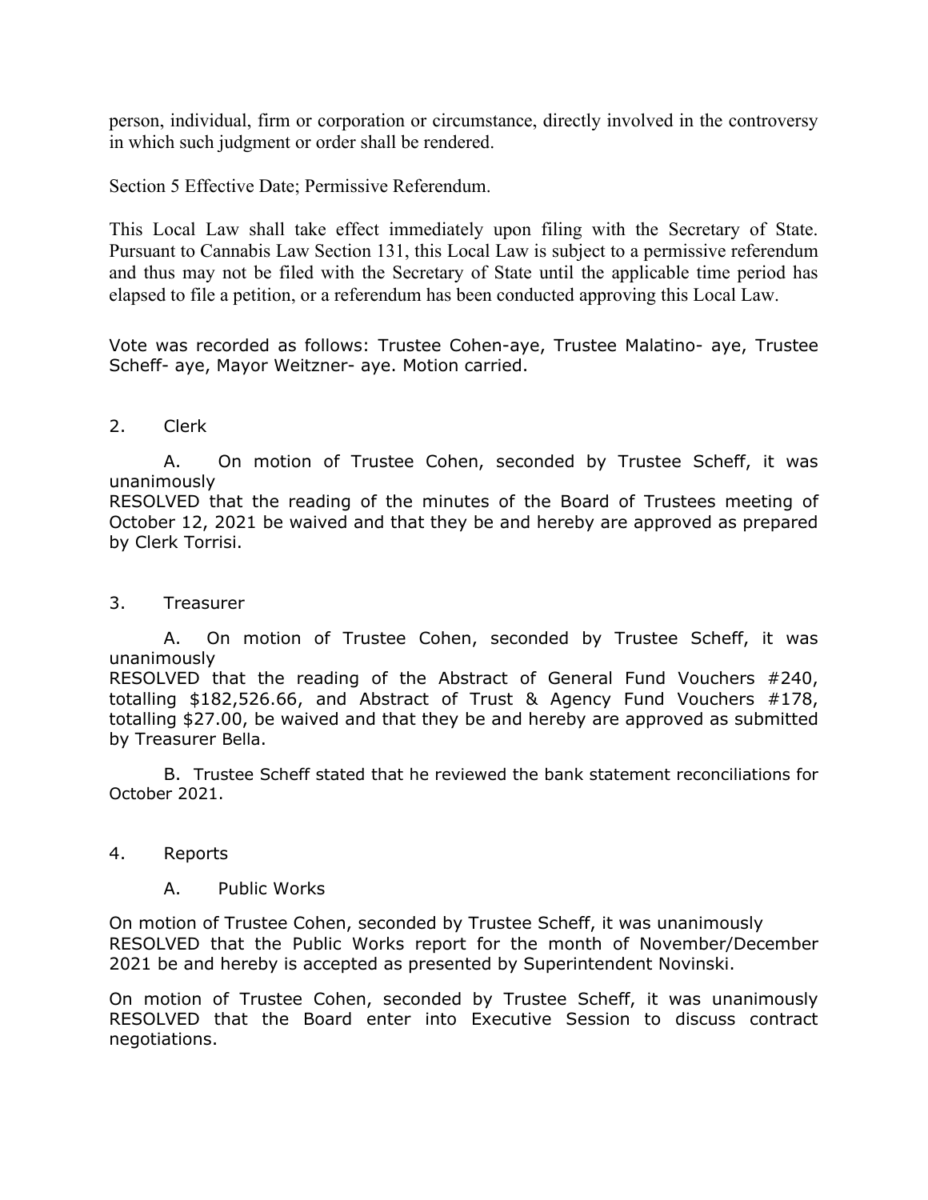person, individual, firm or corporation or circumstance, directly involved in the controversy in which such judgment or order shall be rendered.

Section 5 Effective Date; Permissive Referendum.

This Local Law shall take effect immediately upon filing with the Secretary of State. Pursuant to Cannabis Law Section 131, this Local Law is subject to a permissive referendum and thus may not be filed with the Secretary of State until the applicable time period has elapsed to file a petition, or a referendum has been conducted approving this Local Law.

Vote was recorded as follows: Trustee Cohen-aye, Trustee Malatino- aye, Trustee Scheff- aye, Mayor Weitzner- aye. Motion carried.

2. Clerk

A. On motion of Trustee Cohen, seconded by Trustee Scheff, it was unanimously
RESOLVED that the reading of the minutes of the Board of Trustees meeting of October 12, 2021 be waived and that they be and hereby are approved as prepared by Clerk Torrisi.

3. Treasurer

A. On motion of Trustee Cohen, seconded by Trustee Scheff, it was unanimously
RESOLVED that the reading of the Abstract of General Fund Vouchers #240, totalling $182,526.66, and Abstract of Trust & Agency Fund Vouchers #178, totalling $27.00, be waived and that they be and hereby are approved as submitted by Treasurer Bella.

B. Trustee Scheff stated that he reviewed the bank statement reconciliations for October 2021.

4. Reports

A. Public Works

On motion of Trustee Cohen, seconded by Trustee Scheff, it was unanimously
RESOLVED that the Public Works report for the month of November/December 2021 be and hereby is accepted as presented by Superintendent Novinski.

On motion of Trustee Cohen, seconded by Trustee Scheff, it was unanimously RESOLVED that the Board enter into Executive Session to discuss contract negotiations.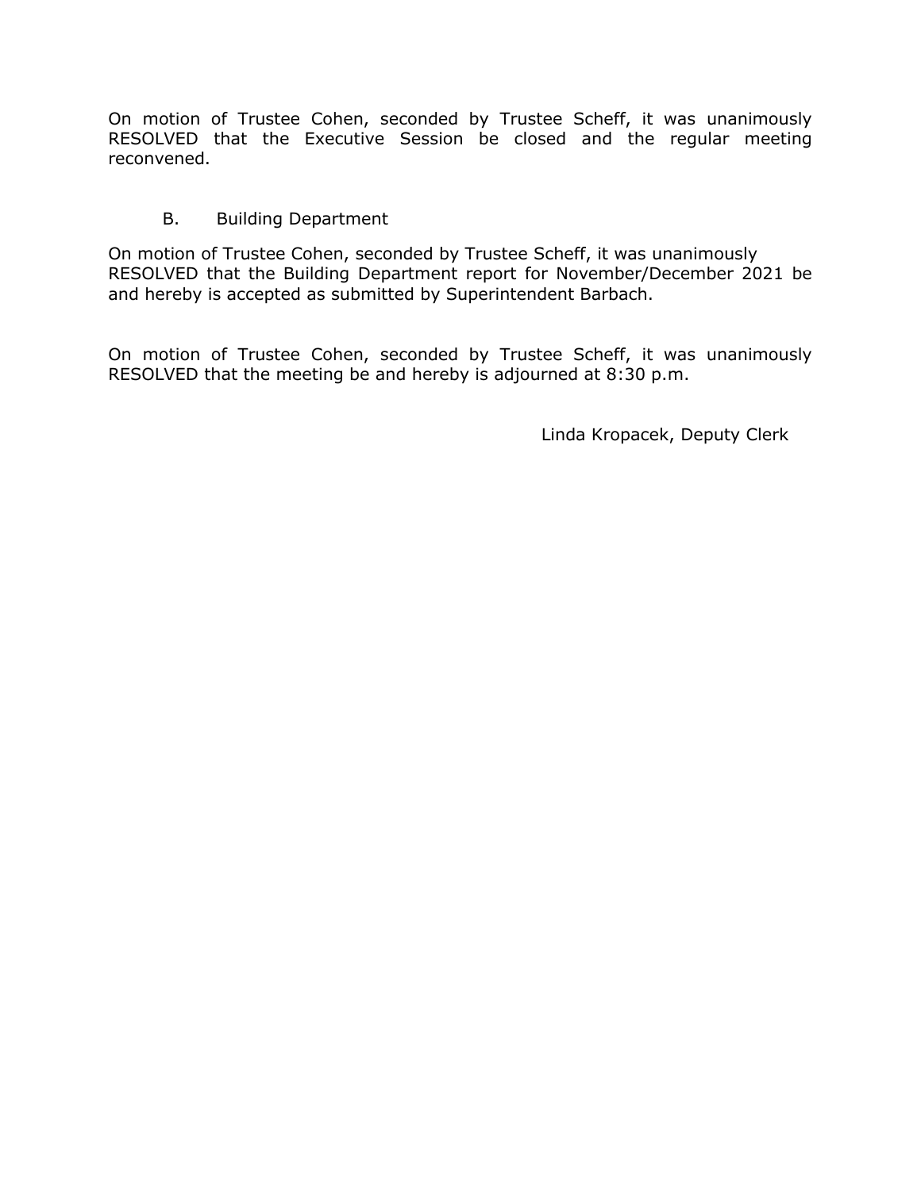On motion of Trustee Cohen, seconded by Trustee Scheff, it was unanimously RESOLVED that the Executive Session be closed and the regular meeting reconvened.

B. Building Department

On motion of Trustee Cohen, seconded by Trustee Scheff, it was unanimously RESOLVED that the Building Department report for November/December 2021 be and hereby is accepted as submitted by Superintendent Barbach.

On motion of Trustee Cohen, seconded by Trustee Scheff, it was unanimously RESOLVED that the meeting be and hereby is adjourned at 8:30 p.m.

Linda Kropacek, Deputy Clerk